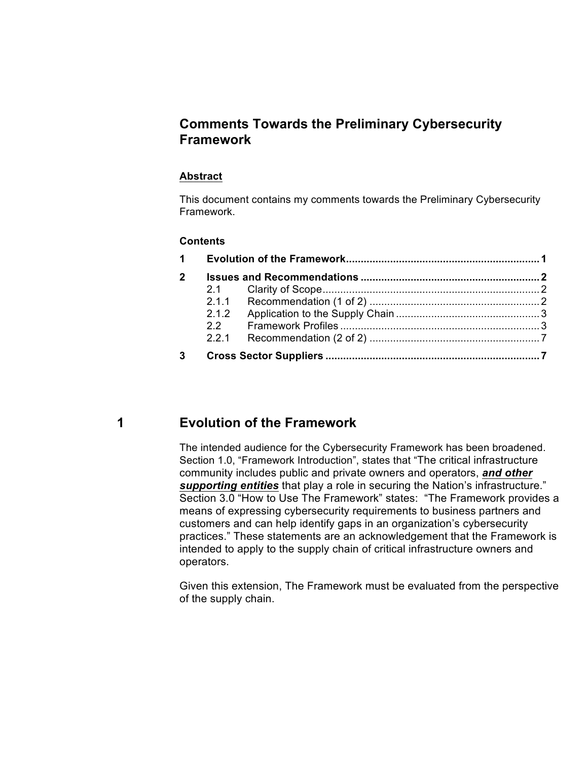# Comments Towards the Preliminary Cybersecurity Framework

**Abstract**

This document contains my comments towards the Preliminary Cybersecurity Framework.

**Contents**

| | | |
|---|---|---|
| **1** | **Evolution of the Framework** | **1** |
| **2** | **Issues and Recommendations** | **2** |
| 2.1 | Clarity of Scope | 2 |
| 2.1.1 | Recommendation (1 of 2) | 2 |
| 2.1.2 | Application to the Supply Chain | 3 |
| 2.2 | Framework Profiles | 3 |
| 2.2.1 | Recommendation (2 of 2) | 7 |
| **3** | **Cross Sector Suppliers** | **7** |

## 1 Evolution of the Framework

The intended audience for the Cybersecurity Framework has been broadened. Section 1.0, "Framework Introduction", states that "The critical infrastructure community includes public and private owners and operators, ***and other supporting entities*** that play a role in securing the Nation's infrastructure." Section 3.0 "How to Use The Framework" states: "The Framework provides a means of expressing cybersecurity requirements to business partners and customers and can help identify gaps in an organization's cybersecurity practices." These statements are an acknowledgement that the Framework is intended to apply to the supply chain of critical infrastructure owners and operators.

Given this extension, The Framework must be evaluated from the perspective of the supply chain.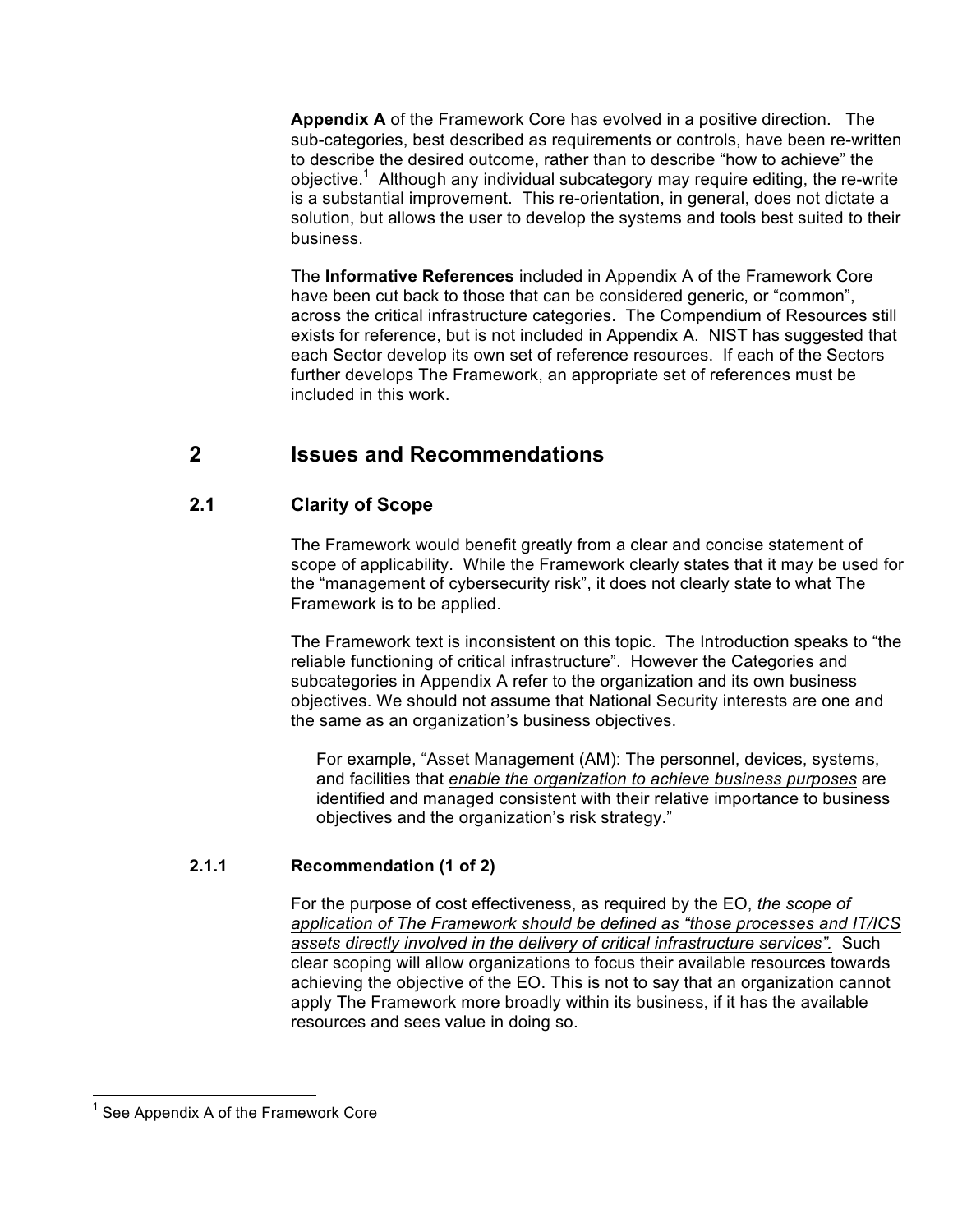**Appendix A** of the Framework Core has evolved in a positive direction. The sub-categories, best described as requirements or controls, have been re-written to describe the desired outcome, rather than to describe "how to achieve" the objective.[1] Although any individual subcategory may require editing, the re-write is a substantial improvement. This re-orientation, in general, does not dictate a solution, but allows the user to develop the systems and tools best suited to their business.

The **Informative References** included in Appendix A of the Framework Core have been cut back to those that can be considered generic, or "common", across the critical infrastructure categories. The Compendium of Resources still exists for reference, but is not included in Appendix A. NIST has suggested that each Sector develop its own set of reference resources. If each of the Sectors further develops The Framework, an appropriate set of references must be included in this work.

# 2 Issues and Recommendations

## 2.1 Clarity of Scope

The Framework would benefit greatly from a clear and concise statement of scope of applicability. While the Framework clearly states that it may be used for the "management of cybersecurity risk", it does not clearly state to what The Framework is to be applied.

The Framework text is inconsistent on this topic. The Introduction speaks to "the reliable functioning of critical infrastructure". However the Categories and subcategories in Appendix A refer to the organization and its own business objectives. We should not assume that National Security interests are one and the same as an organization's business objectives.

> For example, "Asset Management (AM): The personnel, devices, systems, and facilities that *enable the organization to achieve business purposes* are identified and managed consistent with their relative importance to business objectives and the organization's risk strategy."

### 2.1.1 Recommendation (1 of 2)

For the purpose of cost effectiveness, as required by the EO, *the scope of application of The Framework should be defined as "those processes and IT/ICS assets directly involved in the delivery of critical infrastructure services".* Such clear scoping will allow organizations to focus their available resources towards achieving the objective of the EO. This is not to say that an organization cannot apply The Framework more broadly within its business, if it has the available resources and sees value in doing so.

---

[1] See Appendix A of the Framework Core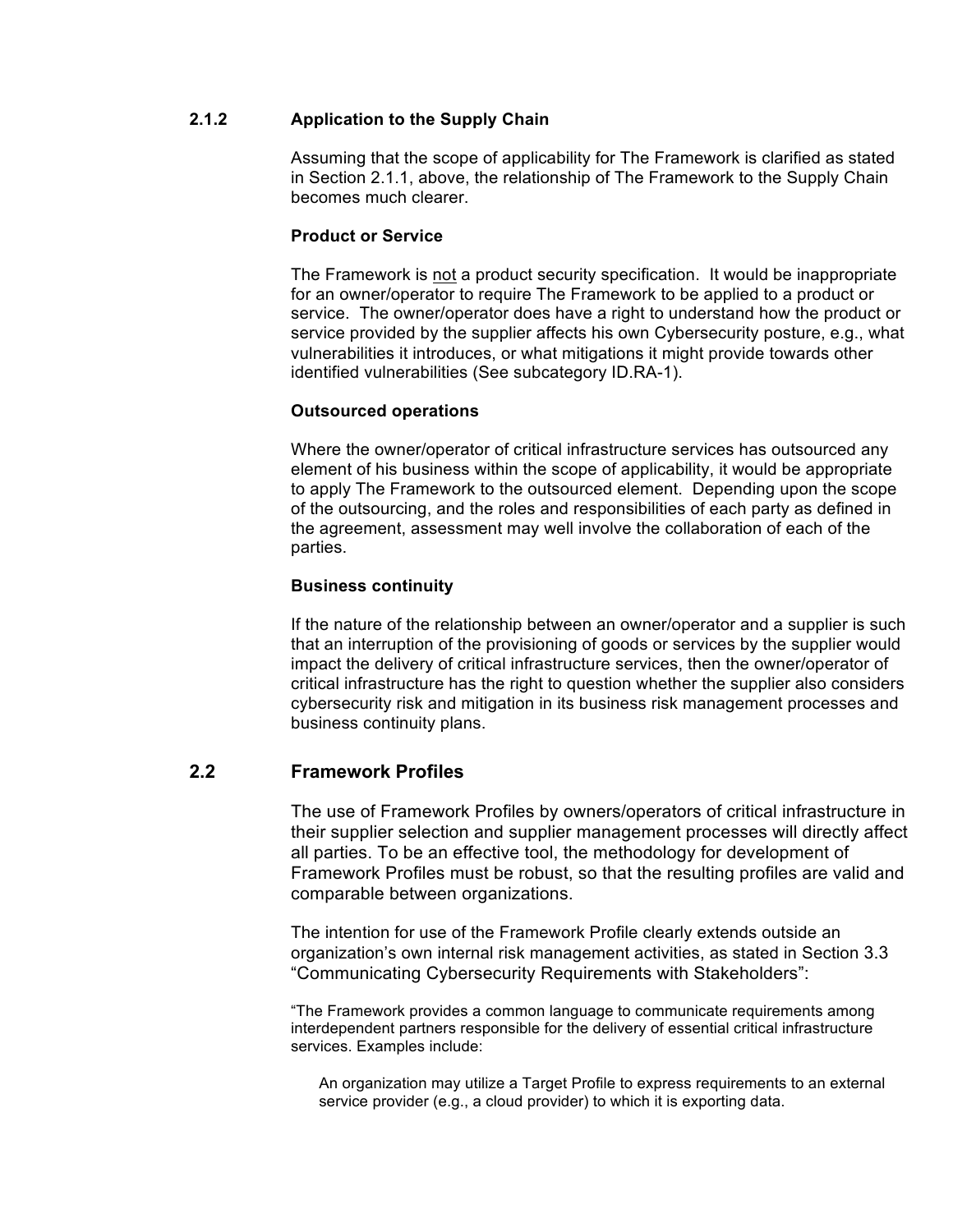### 2.1.2 Application to the Supply Chain

Assuming that the scope of applicability for The Framework is clarified as stated in Section 2.1.1, above, the relationship of The Framework to the Supply Chain becomes much clearer.

**Product or Service**

The Framework is <u>not</u> a product security specification. It would be inappropriate for an owner/operator to require The Framework to be applied to a product or service. The owner/operator does have a right to understand how the product or service provided by the supplier affects his own Cybersecurity posture, e.g., what vulnerabilities it introduces, or what mitigations it might provide towards other identified vulnerabilities (See subcategory ID.RA-1).

**Outsourced operations**

Where the owner/operator of critical infrastructure services has outsourced any element of his business within the scope of applicability, it would be appropriate to apply The Framework to the outsourced element. Depending upon the scope of the outsourcing, and the roles and responsibilities of each party as defined in the agreement, assessment may well involve the collaboration of each of the parties.

**Business continuity**

If the nature of the relationship between an owner/operator and a supplier is such that an interruption of the provisioning of goods or services by the supplier would impact the delivery of critical infrastructure services, then the owner/operator of critical infrastructure has the right to question whether the supplier also considers cybersecurity risk and mitigation in its business risk management processes and business continuity plans.

## 2.2 Framework Profiles

The use of Framework Profiles by owners/operators of critical infrastructure in their supplier selection and supplier management processes will directly affect all parties. To be an effective tool, the methodology for development of Framework Profiles must be robust, so that the resulting profiles are valid and comparable between organizations.

The intention for use of the Framework Profile clearly extends outside an organization's own internal risk management activities, as stated in Section 3.3 "Communicating Cybersecurity Requirements with Stakeholders":

"The Framework provides a common language to communicate requirements among interdependent partners responsible for the delivery of essential critical infrastructure services. Examples include:

> An organization may utilize a Target Profile to express requirements to an external service provider (e.g., a cloud provider) to which it is exporting data.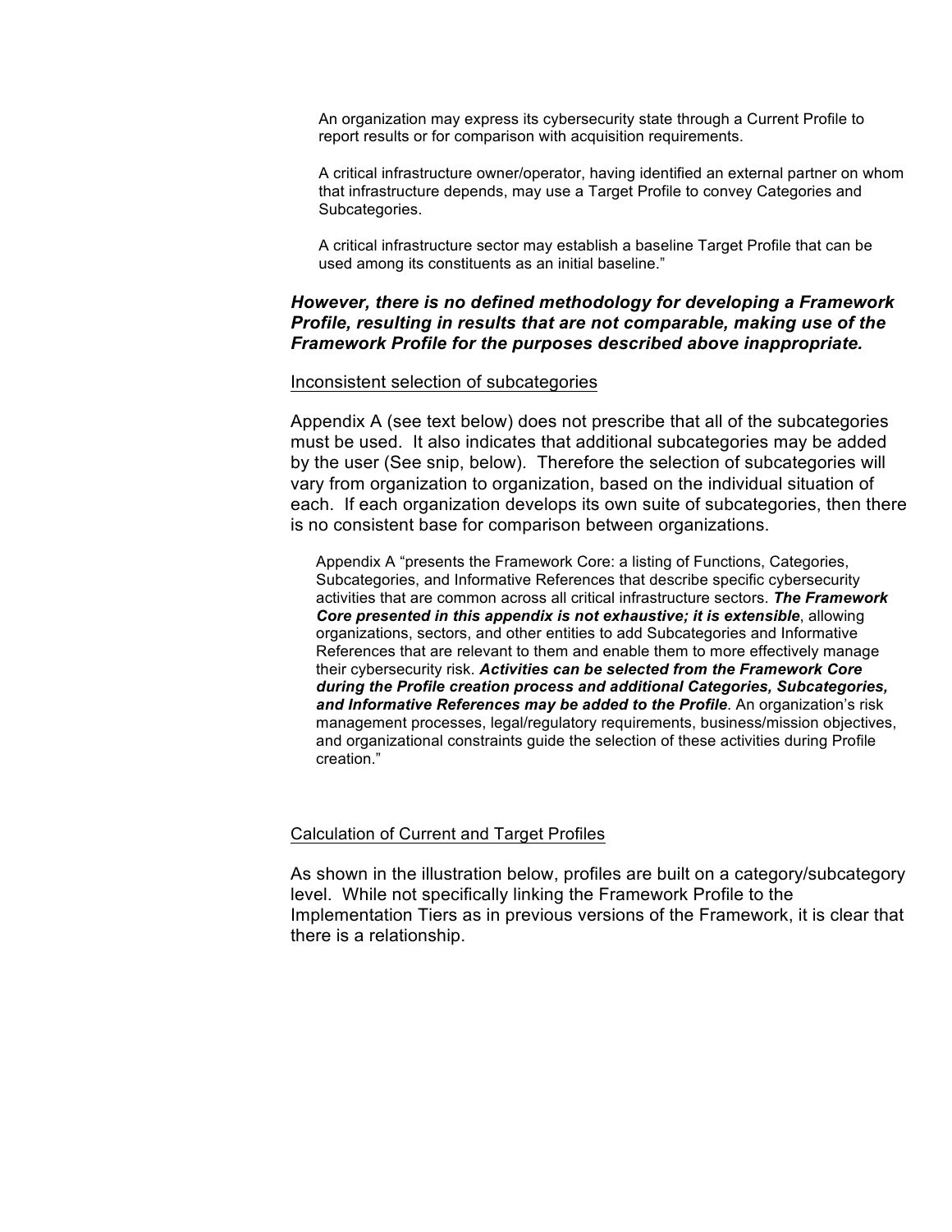> An organization may express its cybersecurity state through a Current Profile to report results or for comparison with acquisition requirements.
>
> A critical infrastructure owner/operator, having identified an external partner on whom that infrastructure depends, may use a Target Profile to convey Categories and Subcategories.
>
> A critical infrastructure sector may establish a baseline Target Profile that can be used among its constituents as an initial baseline."

***However, there is no defined methodology for developing a Framework Profile, resulting in results that are not comparable, making use of the Framework Profile for the purposes described above inappropriate.***

Inconsistent selection of subcategories

Appendix A (see text below) does not prescribe that all of the subcategories must be used. It also indicates that additional subcategories may be added by the user (See snip, below). Therefore the selection of subcategories will vary from organization to organization, based on the individual situation of each. If each organization develops its own suite of subcategories, then there is no consistent base for comparison between organizations.

> Appendix A "presents the Framework Core: a listing of Functions, Categories, Subcategories, and Informative References that describe specific cybersecurity activities that are common across all critical infrastructure sectors. ***The Framework Core presented in this appendix is not exhaustive; it is extensible***, allowing organizations, sectors, and other entities to add Subcategories and Informative References that are relevant to them and enable them to more effectively manage their cybersecurity risk. ***Activities can be selected from the Framework Core during the Profile creation process and additional Categories, Subcategories, and Informative References may be added to the Profile***. An organization's risk management processes, legal/regulatory requirements, business/mission objectives, and organizational constraints guide the selection of these activities during Profile creation."

Calculation of Current and Target Profiles

As shown in the illustration below, profiles are built on a category/subcategory level. While not specifically linking the Framework Profile to the Implementation Tiers as in previous versions of the Framework, it is clear that there is a relationship.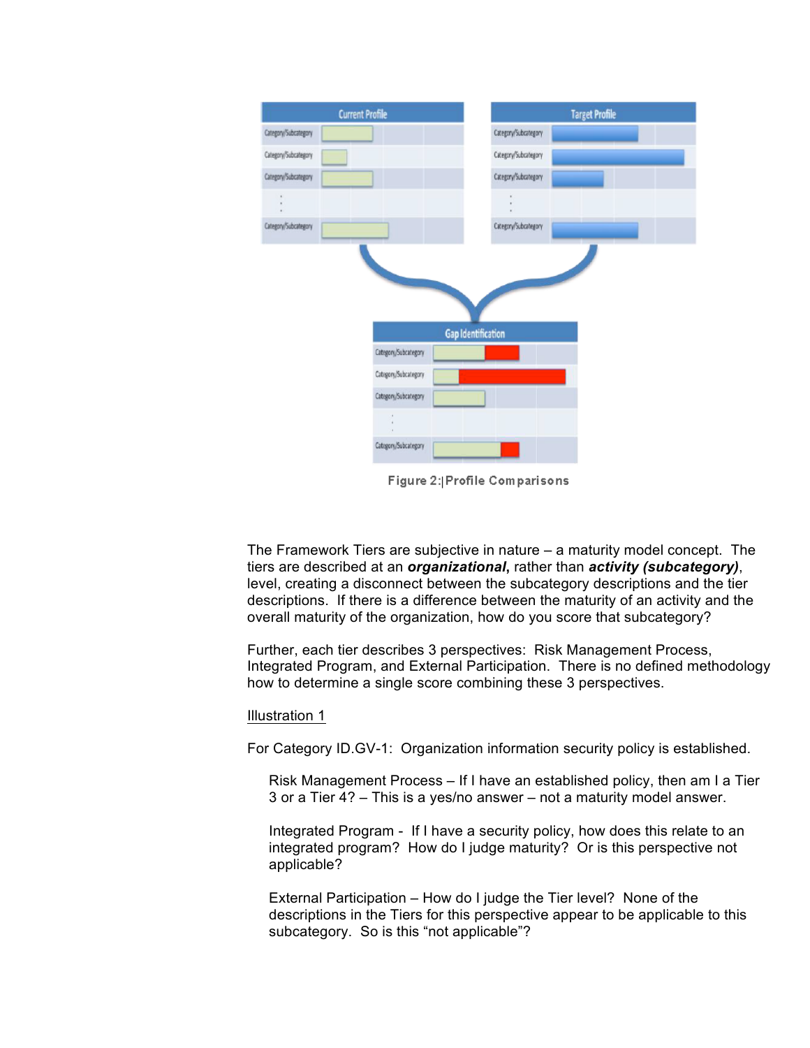Figure 2: Profile Comparisons

The Framework Tiers are subjective in nature – a maturity model concept. The tiers are described at an ***organizational***, rather than ***activity (subcategory)***, level, creating a disconnect between the subcategory descriptions and the tier descriptions. If there is a difference between the maturity of an activity and the overall maturity of the organization, how do you score that subcategory?

Further, each tier describes 3 perspectives: Risk Management Process, Integrated Program, and External Participation. There is no defined methodology how to determine a single score combining these 3 perspectives.

Illustration 1

For Category ID.GV-1: Organization information security policy is established.

> Risk Management Process – If I have an established policy, then am I a Tier 3 or a Tier 4? – This is a yes/no answer – not a maturity model answer.
>
> Integrated Program - If I have a security policy, how does this relate to an integrated program? How do I judge maturity? Or is this perspective not applicable?
>
> External Participation – How do I judge the Tier level? None of the descriptions in the Tiers for this perspective appear to be applicable to this subcategory. So is this "not applicable"?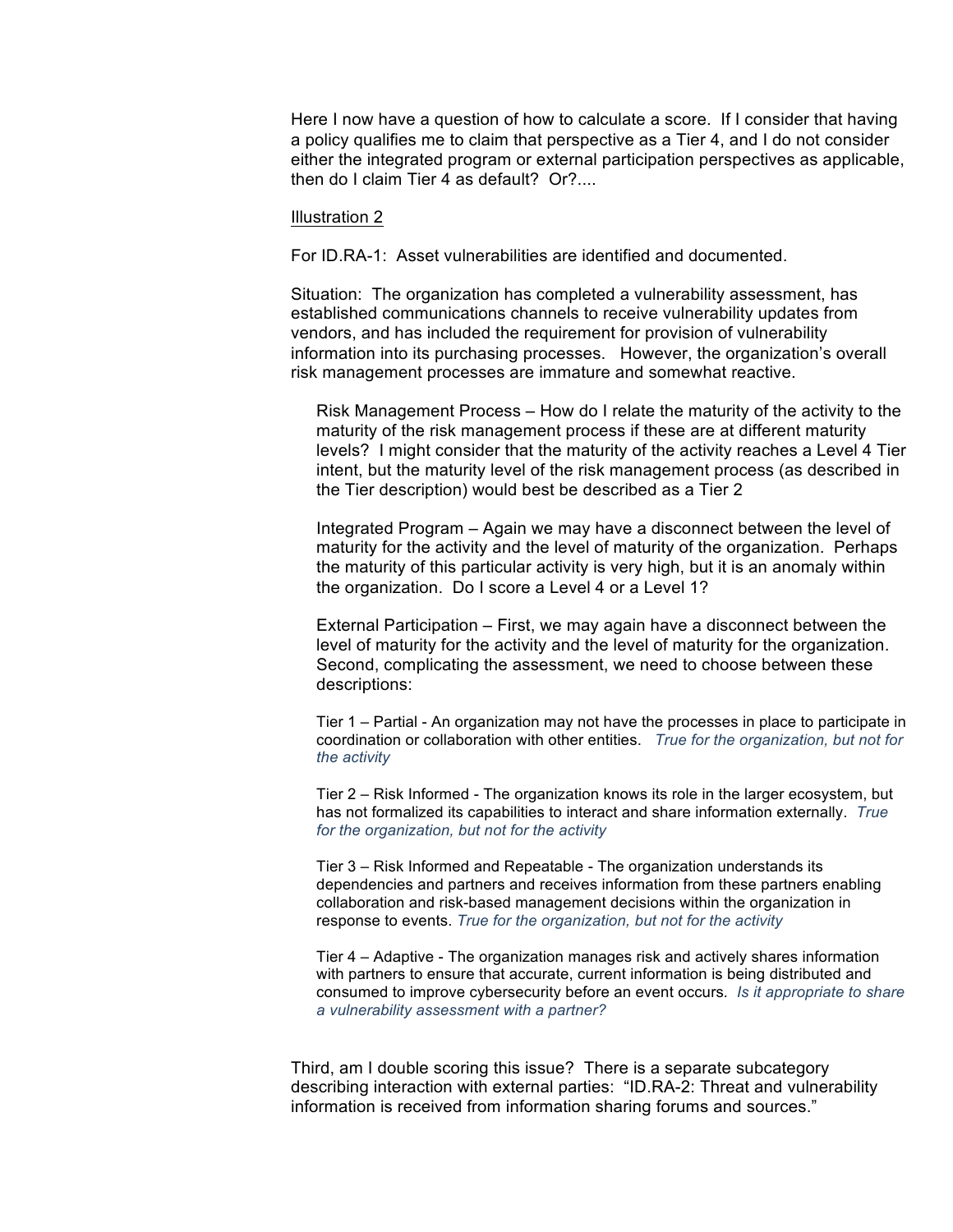Here I now have a question of how to calculate a score. If I consider that having a policy qualifies me to claim that perspective as a Tier 4, and I do not consider either the integrated program or external participation perspectives as applicable, then do I claim Tier 4 as default? Or?....

Illustration 2

For ID.RA-1: Asset vulnerabilities are identified and documented.

Situation: The organization has completed a vulnerability assessment, has established communications channels to receive vulnerability updates from vendors, and has included the requirement for provision of vulnerability information into its purchasing processes. However, the organization's overall risk management processes are immature and somewhat reactive.

Risk Management Process – How do I relate the maturity of the activity to the maturity of the risk management process if these are at different maturity levels? I might consider that the maturity of the activity reaches a Level 4 Tier intent, but the maturity level of the risk management process (as described in the Tier description) would best be described as a Tier 2

Integrated Program – Again we may have a disconnect between the level of maturity for the activity and the level of maturity of the organization. Perhaps the maturity of this particular activity is very high, but it is an anomaly within the organization. Do I score a Level 4 or a Level 1?

External Participation – First, we may again have a disconnect between the level of maturity for the activity and the level of maturity for the organization. Second, complicating the assessment, we need to choose between these descriptions:

Tier 1 – Partial - An organization may not have the processes in place to participate in coordination or collaboration with other entities. *True for the organization, but not for the activity*

Tier 2 – Risk Informed - The organization knows its role in the larger ecosystem, but has not formalized its capabilities to interact and share information externally. *True for the organization, but not for the activity*

Tier 3 – Risk Informed and Repeatable - The organization understands its dependencies and partners and receives information from these partners enabling collaboration and risk-based management decisions within the organization in response to events. *True for the organization, but not for the activity*

Tier 4 – Adaptive - The organization manages risk and actively shares information with partners to ensure that accurate, current information is being distributed and consumed to improve cybersecurity before an event occurs. *Is it appropriate to share a vulnerability assessment with a partner?*

Third, am I double scoring this issue? There is a separate subcategory describing interaction with external parties: "ID.RA-2: Threat and vulnerability information is received from information sharing forums and sources."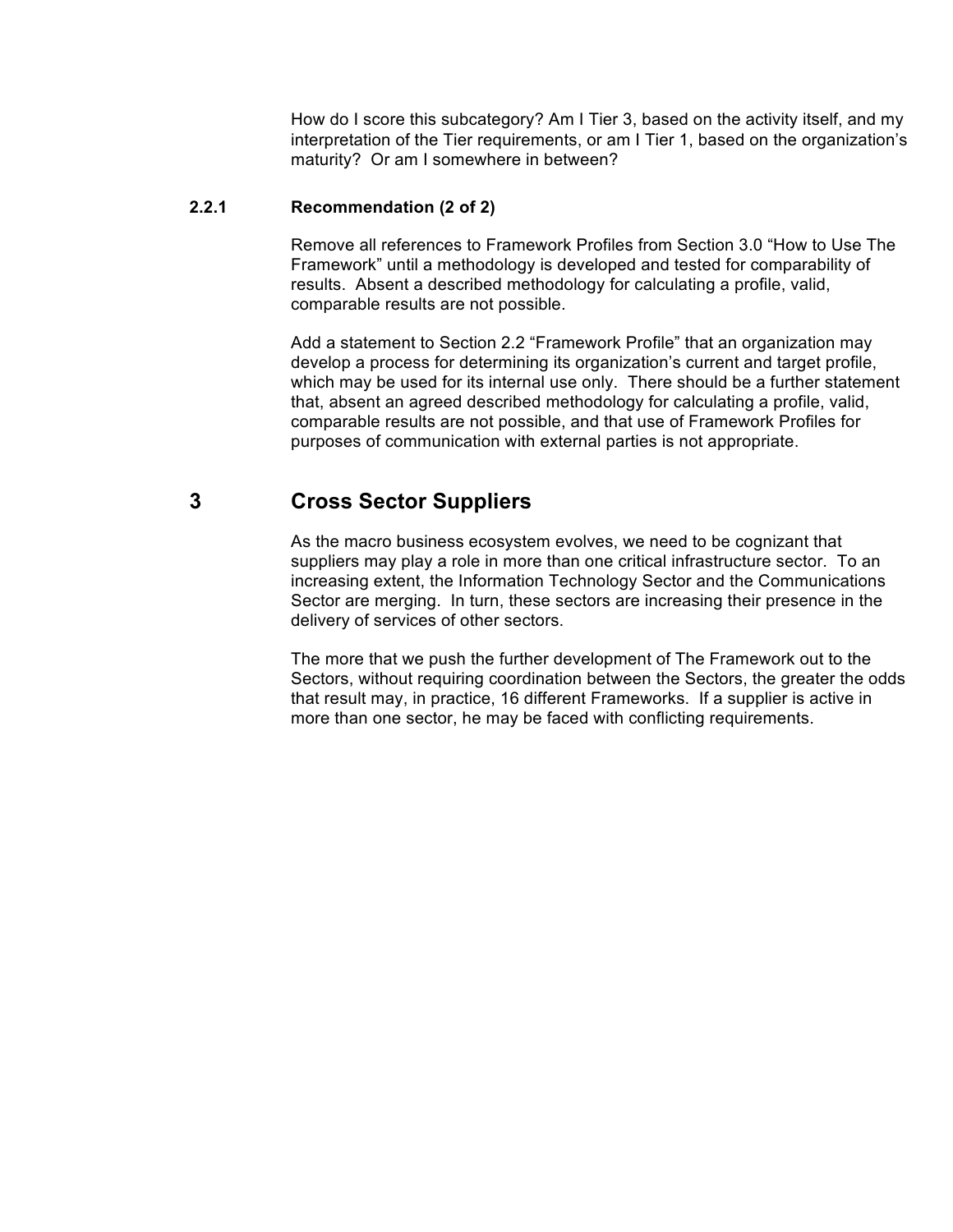How do I score this subcategory? Am I Tier 3, based on the activity itself, and my interpretation of the Tier requirements, or am I Tier 1, based on the organization's maturity? Or am I somewhere in between?

### 2.2.1 Recommendation (2 of 2)

Remove all references to Framework Profiles from Section 3.0 "How to Use The Framework" until a methodology is developed and tested for comparability of results. Absent a described methodology for calculating a profile, valid, comparable results are not possible.

Add a statement to Section 2.2 "Framework Profile" that an organization may develop a process for determining its organization's current and target profile, which may be used for its internal use only. There should be a further statement that, absent an agreed described methodology for calculating a profile, valid, comparable results are not possible, and that use of Framework Profiles for purposes of communication with external parties is not appropriate.

# 3 Cross Sector Suppliers

As the macro business ecosystem evolves, we need to be cognizant that suppliers may play a role in more than one critical infrastructure sector. To an increasing extent, the Information Technology Sector and the Communications Sector are merging. In turn, these sectors are increasing their presence in the delivery of services of other sectors.

The more that we push the further development of The Framework out to the Sectors, without requiring coordination between the Sectors, the greater the odds that result may, in practice, 16 different Frameworks. If a supplier is active in more than one sector, he may be faced with conflicting requirements.